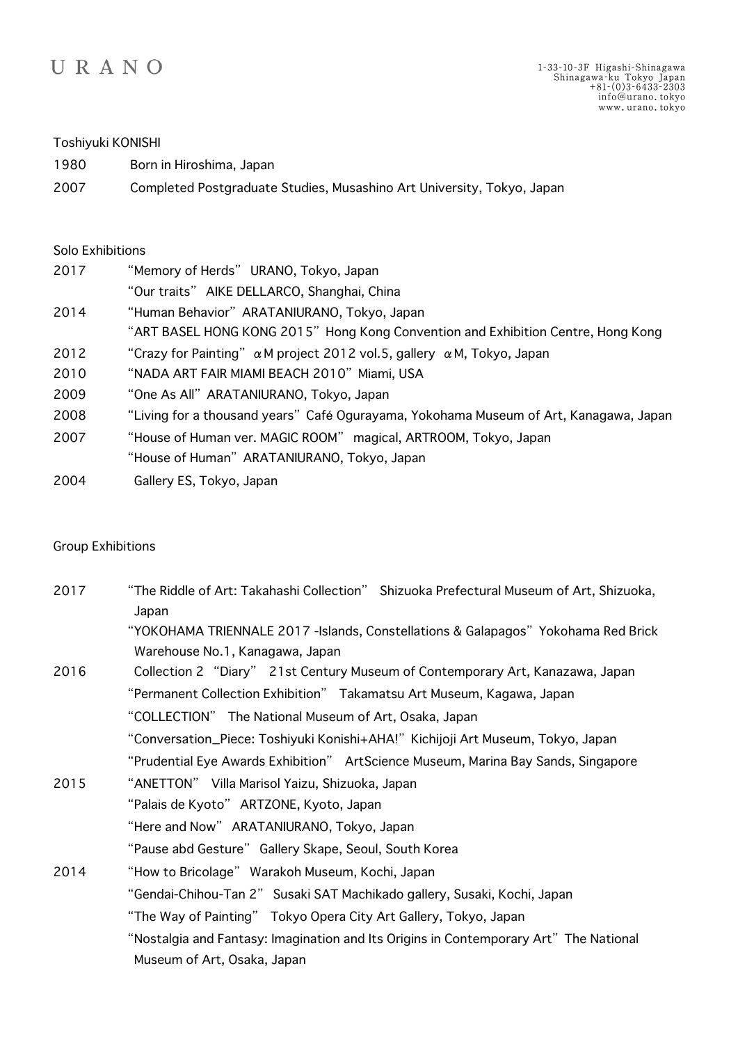URANO

1-33-10-3F Higashi-Shinagawa
Shinagawa-ku Tokyo Japan
+81-(0)3-6433-2303
info@urano.tokyo
www.urano.tokyo

Toshiyuki KONISHI

1980 Born in Hiroshima, Japan

2007 Completed Postgraduate Studies, Musashino Art University, Tokyo, Japan

Solo Exhibitions

2017 “Memory of Herds” URANO, Tokyo, Japan
“Our traits” AIKE DELLARCO, Shanghai, China

2014 “Human Behavior” ARATANIURANO, Tokyo, Japan
“ART BASEL HONG KONG 2015” Hong Kong Convention and Exhibition Centre, Hong Kong

2012 “Crazy for Painting” αM project 2012 vol.5, gallery αM, Tokyo, Japan

2010 “NADA ART FAIR MIAMI BEACH 2010” Miami, USA

2009 “One As All” ARATANIURANO, Tokyo, Japan

2008 “Living for a thousand years” Café Ogurayama, Yokohama Museum of Art, Kanagawa, Japan

2007 “House of Human ver. MAGIC ROOM” magical, ARTROOM, Tokyo, Japan
“House of Human” ARATANIURANO, Tokyo, Japan

2004 Gallery ES, Tokyo, Japan

Group Exhibitions

2017 “The Riddle of Art: Takahashi Collection” Shizuoka Prefectural Museum of Art, Shizuoka, Japan
“YOKOHAMA TRIENNALE 2017 -Islands, Constellations & Galapagos” Yokohama Red Brick Warehouse No.1, Kanagawa, Japan

2016 Collection 2 “Diary” 21st Century Museum of Contemporary Art, Kanazawa, Japan
“Permanent Collection Exhibition” Takamatsu Art Museum, Kagawa, Japan
“COLLECTION” The National Museum of Art, Osaka, Japan
“Conversation_Piece: Toshiyuki Konishi+AHA!” Kichijoji Art Museum, Tokyo, Japan
“Prudential Eye Awards Exhibition” ArtScience Museum, Marina Bay Sands, Singapore

2015 “ANETTON” Villa Marisol Yaizu, Shizuoka, Japan
“Palais de Kyoto” ARTZONE, Kyoto, Japan
“Here and Now” ARATANIURANO, Tokyo, Japan
“Pause abd Gesture” Gallery Skape, Seoul, South Korea

2014 “How to Bricolage” Warakoh Museum, Kochi, Japan
“Gendai-Chihou-Tan 2” Susaki SAT Machikado gallery, Susaki, Kochi, Japan
“The Way of Painting” Tokyo Opera City Art Gallery, Tokyo, Japan
“Nostalgia and Fantasy: Imagination and Its Origins in Contemporary Art” The National Museum of Art, Osaka, Japan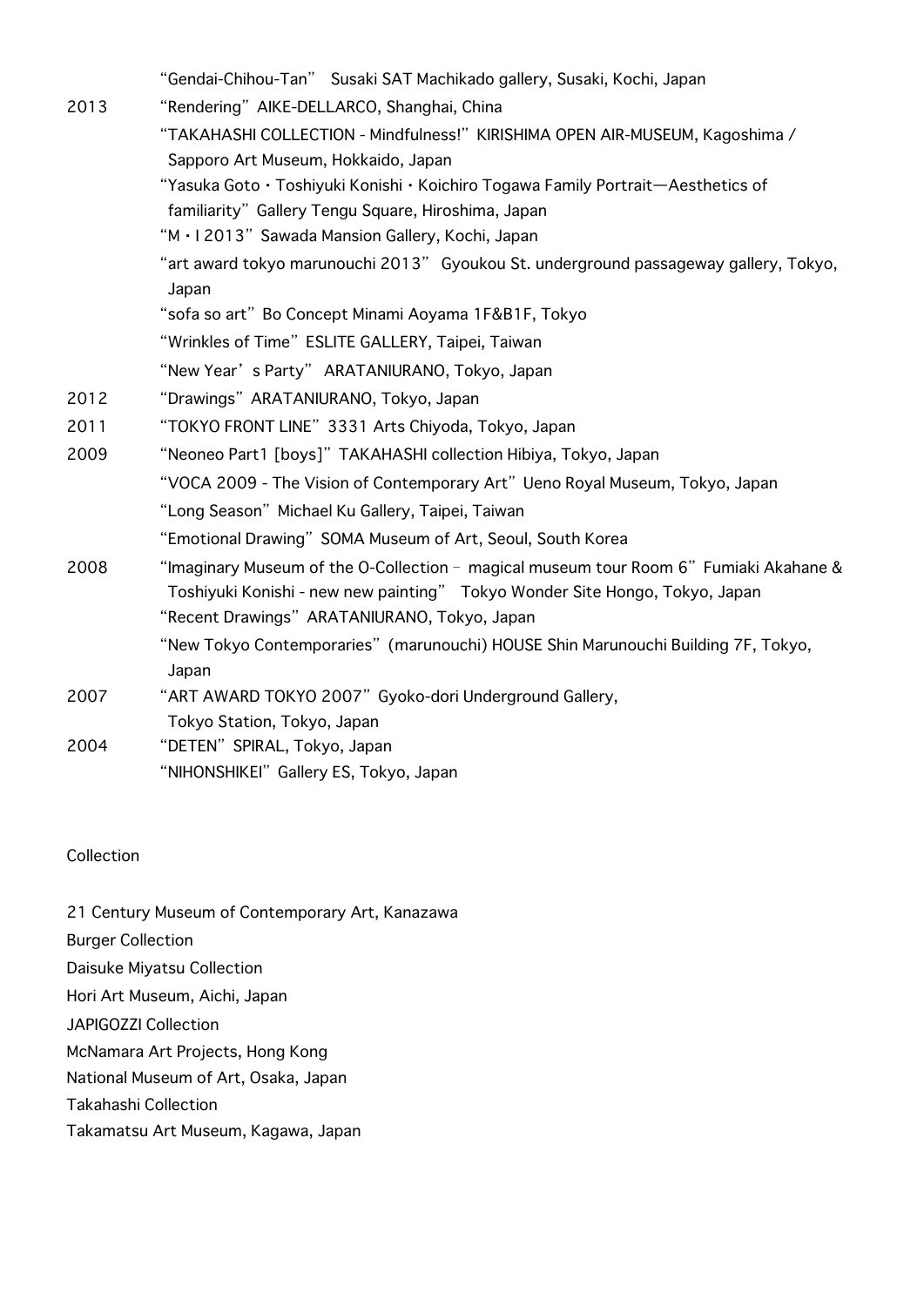| | |
|---|---|
| | "Gendai-Chihou-Tan" Susaki SAT Machikado gallery, Susaki, Kochi, Japan |
| 2013 | "Rendering" AIKE-DELLARCO, Shanghai, China |
| | "TAKAHASHI COLLECTION - Mindfulness!" KIRISHIMA OPEN AIR-MUSEUM, Kagoshima / Sapporo Art Museum, Hokkaido, Japan |
| | "Yasuka Goto・Toshiyuki Konishi・Koichiro Togawa Family Portrait—Aesthetics of familiarity" Gallery Tengu Square, Hiroshima, Japan |
| | "M・I 2013" Sawada Mansion Gallery, Kochi, Japan |
| | "art award tokyo marunouchi 2013" Gyoukou St. underground passageway gallery, Tokyo, Japan |
| | "sofa so art" Bo Concept Minami Aoyama 1F&B1F, Tokyo |
| | "Wrinkles of Time" ESLITE GALLERY, Taipei, Taiwan |
| | "New Year's Party" ARATANIURANO, Tokyo, Japan |
| 2012 | "Drawings" ARATANIURANO, Tokyo, Japan |
| 2011 | "TOKYO FRONT LINE" 3331 Arts Chiyoda, Tokyo, Japan |
| 2009 | "Neoneo Part1 [boys]" TAKAHASHI collection Hibiya, Tokyo, Japan |
| | "VOCA 2009 - The Vision of Contemporary Art" Ueno Royal Museum, Tokyo, Japan |
| | "Long Season" Michael Ku Gallery, Taipei, Taiwan |
| | "Emotional Drawing" SOMA Museum of Art, Seoul, South Korea |
| 2008 | "Imaginary Museum of the O-Collection – magical museum tour Room 6" Fumiaki Akahane & Toshiyuki Konishi - new new painting" Tokyo Wonder Site Hongo, Tokyo, Japan |
| | "Recent Drawings" ARATANIURANO, Tokyo, Japan |
| | "New Tokyo Contemporaries" (marunouchi) HOUSE Shin Marunouchi Building 7F, Tokyo, Japan |
| 2007 | "ART AWARD TOKYO 2007" Gyoko-dori Underground Gallery, Tokyo Station, Tokyo, Japan |
| 2004 | "DETEN" SPIRAL, Tokyo, Japan |
| | "NIHONSHIKEI" Gallery ES, Tokyo, Japan |

Collection

21 Century Museum of Contemporary Art, Kanazawa
Burger Collection
Daisuke Miyatsu Collection
Hori Art Museum, Aichi, Japan
JAPIGOZZI Collection
McNamara Art Projects, Hong Kong
National Museum of Art, Osaka, Japan
Takahashi Collection
Takamatsu Art Museum, Kagawa, Japan